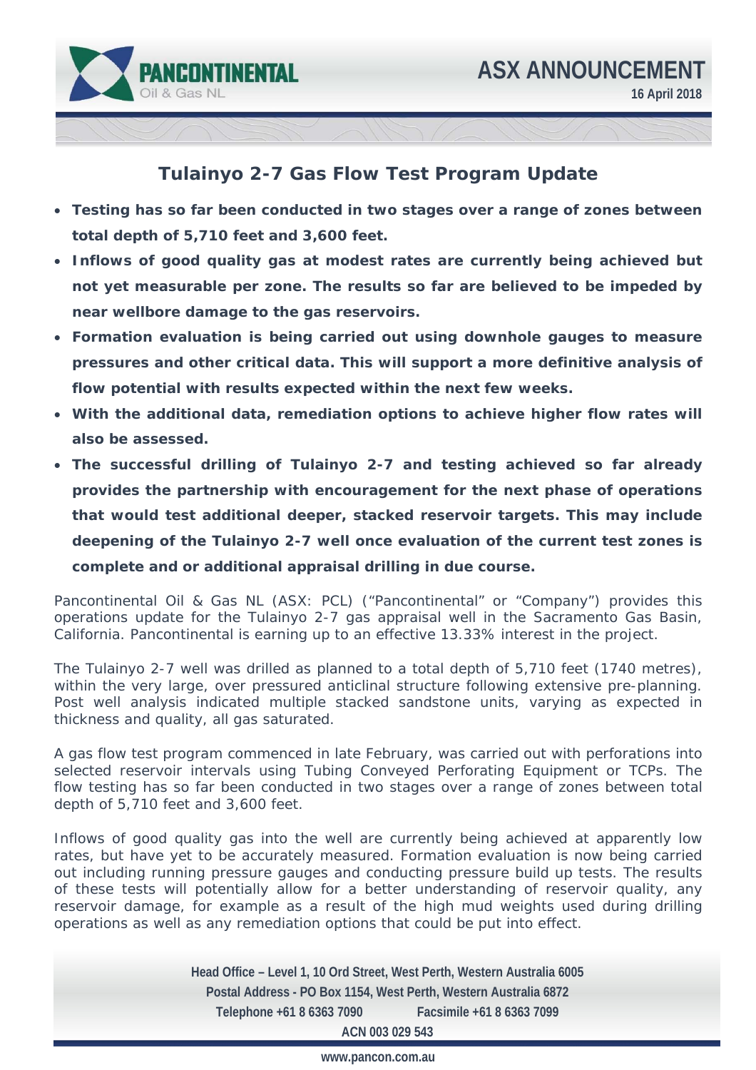**PANCONTINENTAL** Oil & Gas NL

**ASX ANNOUNCEMENT**

**16 April 2018**

# Tulainyo 2-7 Gas Flow Test Program Update

- **Testing has so far been conducted in two stages over a range of zones between total depth of 5,710 feet and 3,600 feet.**
- **Inflows of good quality gas at modest rates are currently being achieved but not yet measurable per zone. The results so far are believed to be impeded by near wellbore damage to the gas reservoirs.**
- **Formation evaluation is being carried out using downhole gauges to measure pressures and other critical data. This will support a more definitive analysis of flow potential with results expected within the next few weeks.**
- **With the additional data, remediation options to achieve higher flow rates will also be assessed.**
- **The successful drilling of Tulainyo 2-7 and testing achieved so far already provides the partnership with encouragement for the next phase of operations that would test additional deeper, stacked reservoir targets. This may include deepening of the Tulainyo 2-7 well once evaluation of the current test zones is complete and or additional appraisal drilling in due course.**

Pancontinental Oil & Gas NL (ASX: PCL) ("Pancontinental" or "Company") provides this operations update for the Tulainyo 2-7 gas appraisal well in the Sacramento Gas Basin, California. Pancontinental is earning up to an effective 13.33% interest in the project.

The Tulainyo 2-7 well was drilled as planned to a total depth of 5,710 feet (1740 metres), within the very large, over pressured anticlinal structure following extensive pre-planning. Post well analysis indicated multiple stacked sandstone units, varying as expected in thickness and quality, all gas saturated.

A gas flow test program commenced in late February, was carried out with perforations into selected reservoir intervals using Tubing Conveyed Perforating Equipment or TCPs. The flow testing has so far been conducted in two stages over a range of zones between total depth of 5,710 feet and 3,600 feet.

Inflows of good quality gas into the well are currently being achieved at apparently low rates, but have yet to be accurately measured. Formation evaluation is now being carried out including running pressure gauges and conducting pressure build up tests. The results of these tests will potentially allow for a better understanding of reservoir quality, any reservoir damage, for example as a result of the high mud weights used during drilling operations as well as any remediation options that could be put into effect.

**Head Office – Level 1, 10 Ord Street, West Perth, Western Australia 6005**
**Postal Address - PO Box 1154, West Perth, Western Australia 6872**
**Telephone +61 8 6363 7090 Facsimile +61 8 6363 7099**
**ACN 003 029 543**

**www.pancon.com.au**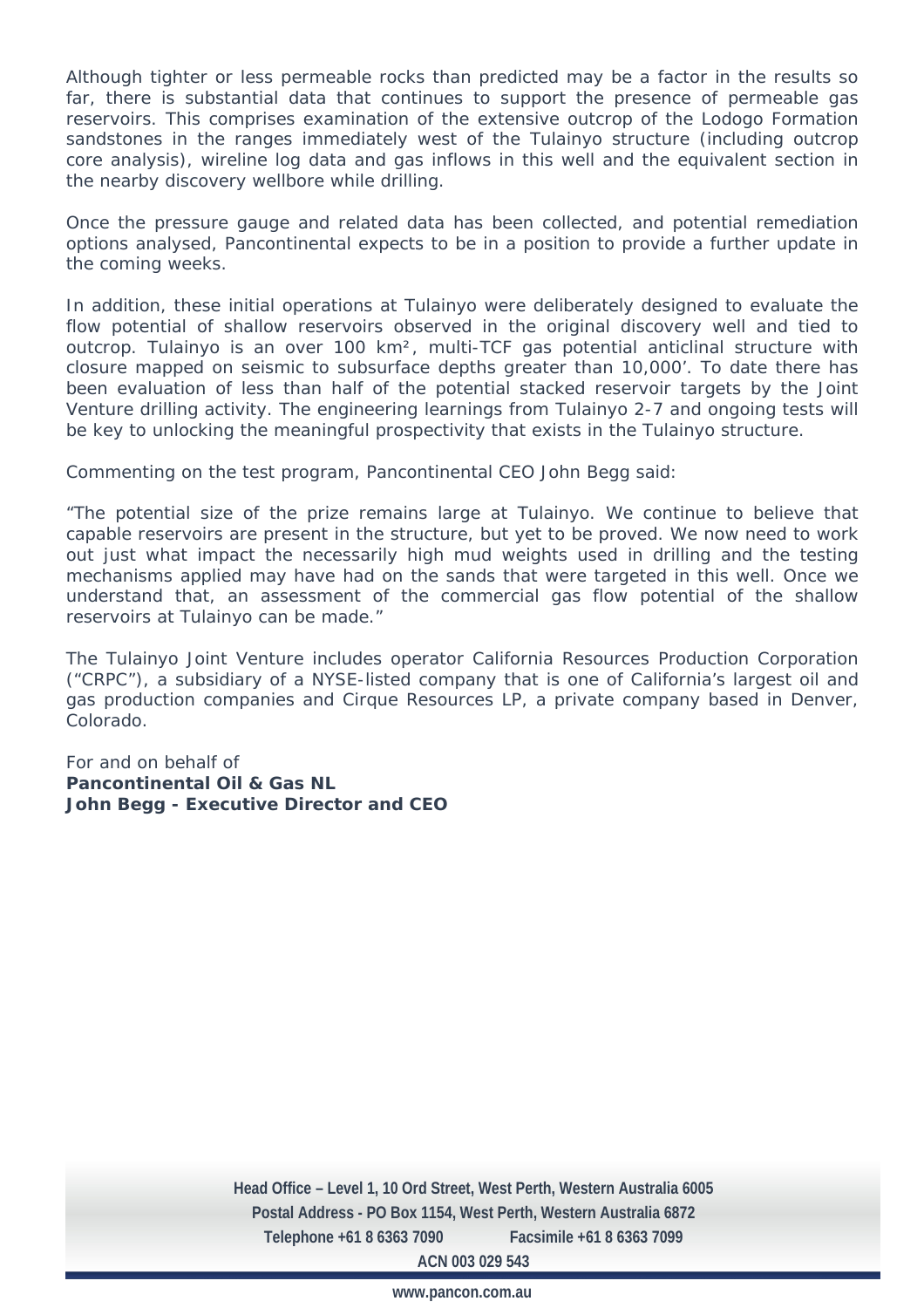Although tighter or less permeable rocks than predicted may be a factor in the results so far, there is substantial data that continues to support the presence of permeable gas reservoirs. This comprises examination of the extensive outcrop of the Lodogo Formation sandstones in the ranges immediately west of the Tulainyo structure (including outcrop core analysis), wireline log data and gas inflows in this well and the equivalent section in the nearby discovery wellbore while drilling.

Once the pressure gauge and related data has been collected, and potential remediation options analysed, Pancontinental expects to be in a position to provide a further update in the coming weeks.

In addition, these initial operations at Tulainyo were deliberately designed to evaluate the flow potential of shallow reservoirs observed in the original discovery well and tied to outcrop. Tulainyo is an over 100 km², multi-TCF gas potential anticlinal structure with closure mapped on seismic to subsurface depths greater than 10,000'. To date there has been evaluation of less than half of the potential stacked reservoir targets by the Joint Venture drilling activity. The engineering learnings from Tulainyo 2-7 and ongoing tests will be key to unlocking the meaningful prospectivity that exists in the Tulainyo structure.

Commenting on the test program, Pancontinental CEO John Begg said:

"The potential size of the prize remains large at Tulainyo. We continue to believe that capable reservoirs are present in the structure, but yet to be proved. We now need to work out just what impact the necessarily high mud weights used in drilling and the testing mechanisms applied may have had on the sands that were targeted in this well. Once we understand that, an assessment of the commercial gas flow potential of the shallow reservoirs at Tulainyo can be made."

The Tulainyo Joint Venture includes operator California Resources Production Corporation ("CRPC"), a subsidiary of a NYSE-listed company that is one of California's largest oil and gas production companies and Cirque Resources LP, a private company based in Denver, Colorado.

For and on behalf of
**Pancontinental Oil & Gas NL**
**John Begg - Executive Director and CEO**